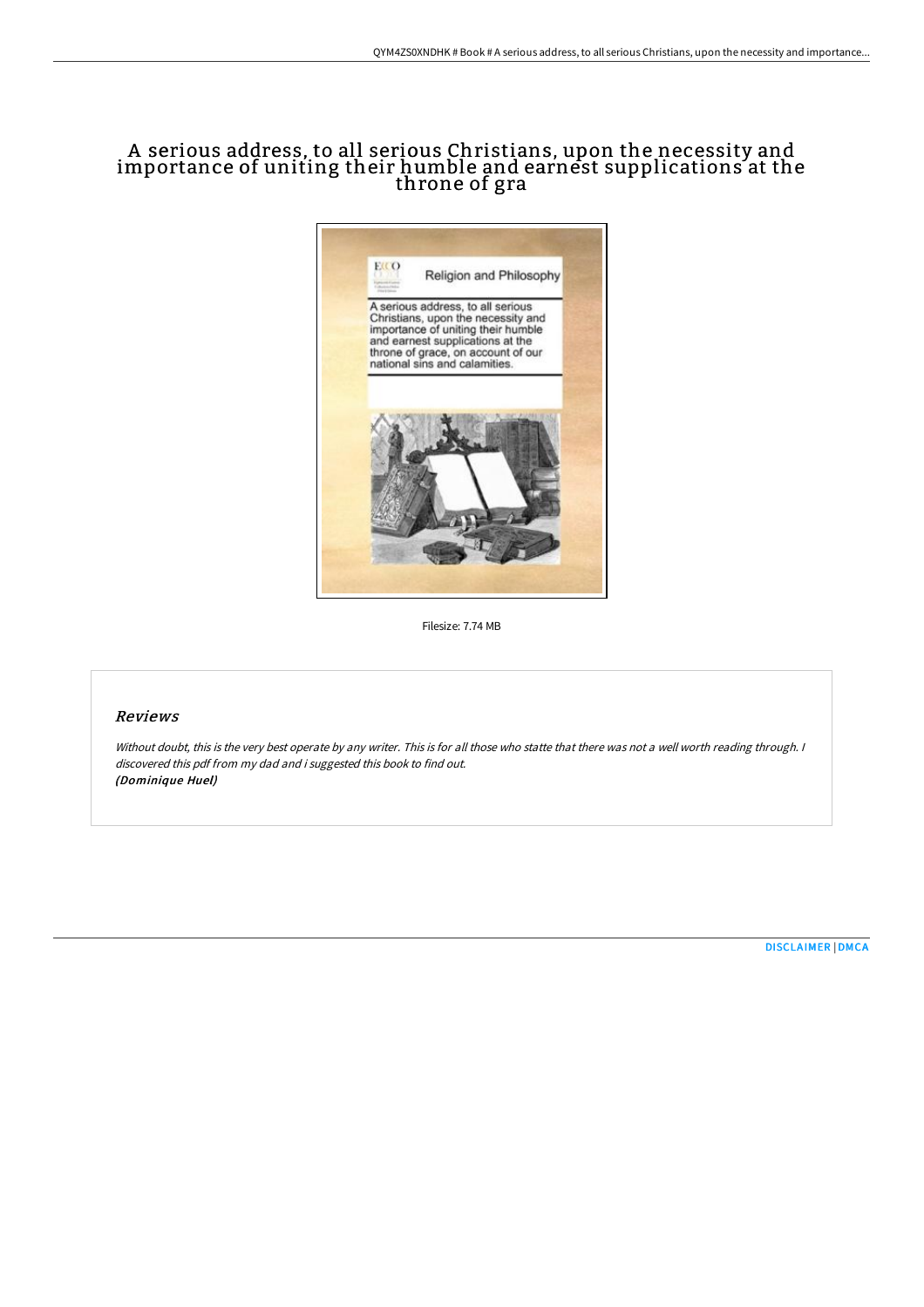# A serious address, to all serious Christians, upon the necessity and importance of uniting their humble and earnest supplications at the throne of gra

Filesize: 7.74 MB

## Reviews

*Without doubt, this is the very best operate by any writer. This is for all those who statte that there was not a well worth reading through. I discovered this pdf from my dad and i suggested this book to find out.*
***(Dominique Huel)***

DISCLAIMER | DMCA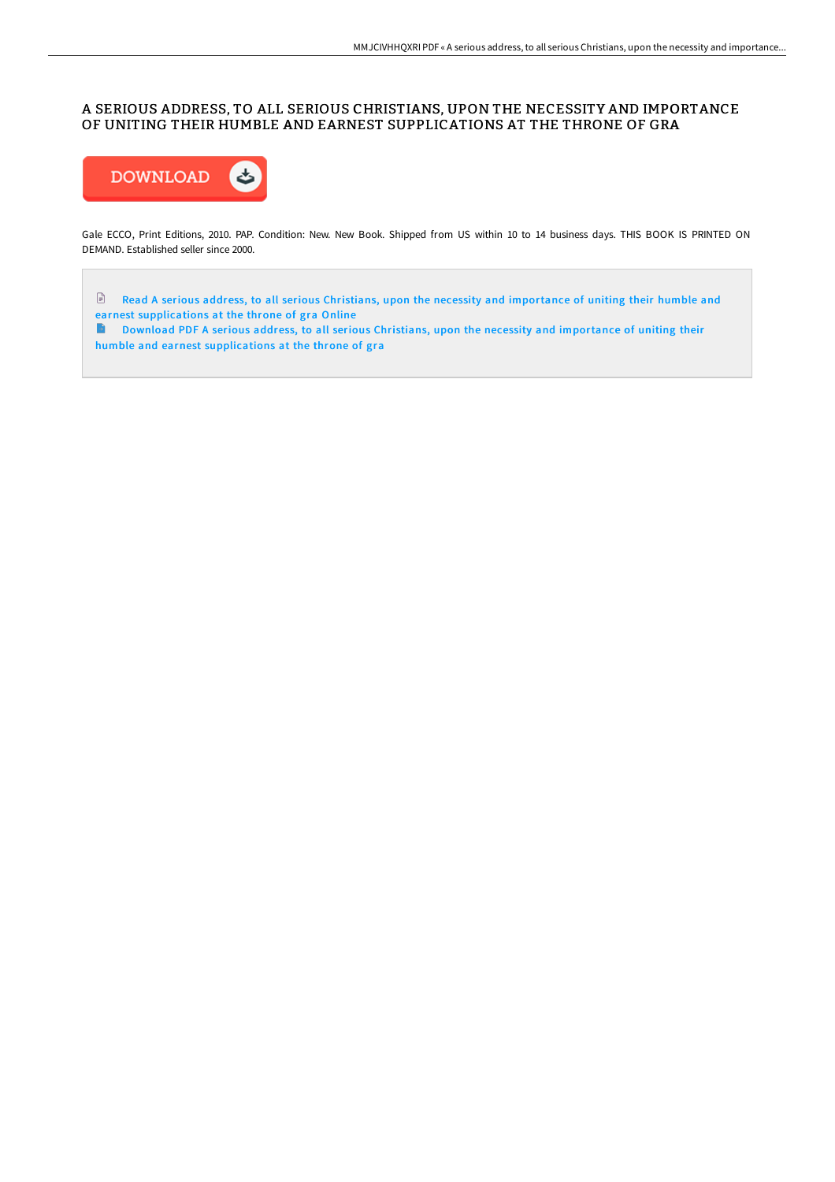# A SERIOUS ADDRESS, TO ALL SERIOUS CHRISTIANS, UPON THE NECESSITY AND IMPORTANCE OF UNITING THEIR HUMBLE AND EARNEST SUPPLICATIONS AT THE THRONE OF GRA

DOWNLOAD

Gale ECCO, Print Editions, 2010. PAP. Condition: New. New Book. Shipped from US within 10 to 14 business days. THIS BOOK IS PRINTED ON DEMAND. Established seller since 2000.

Read A serious address, to all serious Christians, upon the necessity and importance of uniting their humble and earnest supplications at the throne of gra Online

Download PDF A serious address, to all serious Christians, upon the necessity and importance of uniting their humble and earnest supplications at the throne of gra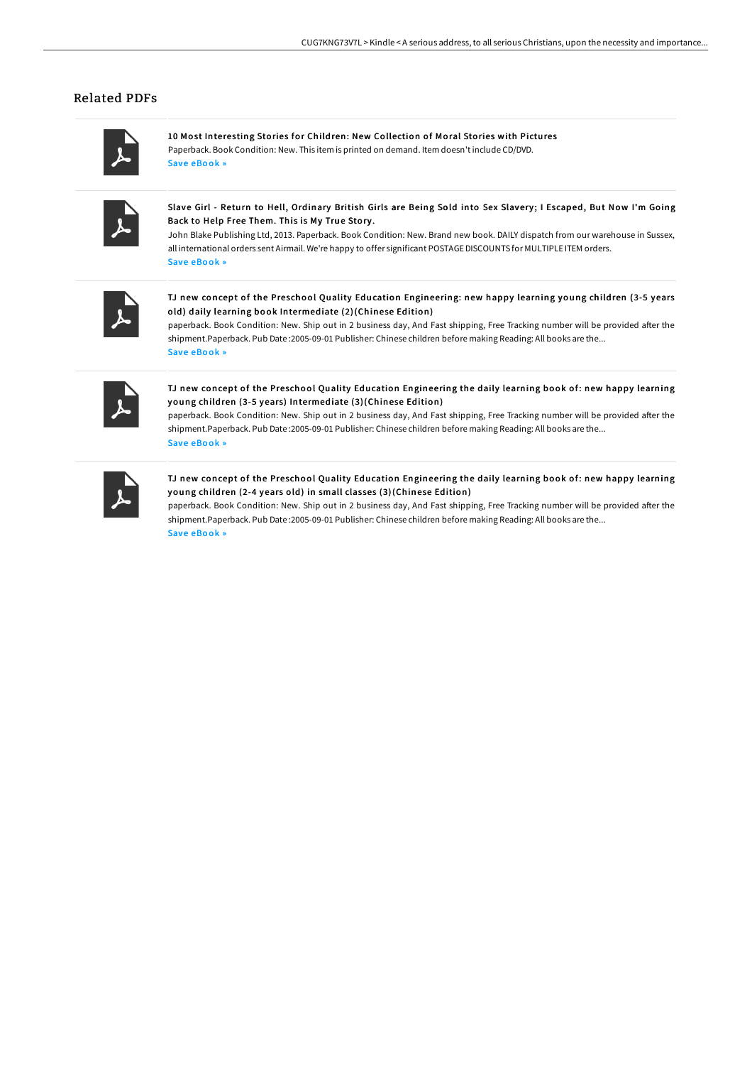## Related PDFs

**10 Most Interesting Stories for Children: New Collection of Moral Stories with Pictures**
Paperback. Book Condition: New. This item is printed on demand. Item doesn't include CD/DVD.
Save eBook »

**Slave Girl - Return to Hell, Ordinary British Girls are Being Sold into Sex Slavery; I Escaped, But Now I'm Going Back to Help Free Them. This is My True Story.**
John Blake Publishing Ltd, 2013. Paperback. Book Condition: New. Brand new book. DAILY dispatch from our warehouse in Sussex, all international orders sent Airmail. We're happy to offer significant POSTAGE DISCOUNTS for MULTIPLE ITEM orders.
Save eBook »

**TJ new concept of the Preschool Quality Education Engineering: new happy learning young children (3-5 years old) daily learning book Intermediate (2)(Chinese Edition)**
paperback. Book Condition: New. Ship out in 2 business day, And Fast shipping, Free Tracking number will be provided after the shipment.Paperback. Pub Date :2005-09-01 Publisher: Chinese children before making Reading: All books are the...
Save eBook »

**TJ new concept of the Preschool Quality Education Engineering the daily learning book of: new happy learning young children (3-5 years) Intermediate (3)(Chinese Edition)**
paperback. Book Condition: New. Ship out in 2 business day, And Fast shipping, Free Tracking number will be provided after the shipment.Paperback. Pub Date :2005-09-01 Publisher: Chinese children before making Reading: All books are the...
Save eBook »

**TJ new concept of the Preschool Quality Education Engineering the daily learning book of: new happy learning young children (2-4 years old) in small classes (3)(Chinese Edition)**
paperback. Book Condition: New. Ship out in 2 business day, And Fast shipping, Free Tracking number will be provided after the shipment.Paperback. Pub Date :2005-09-01 Publisher: Chinese children before making Reading: All books are the...
Save eBook »